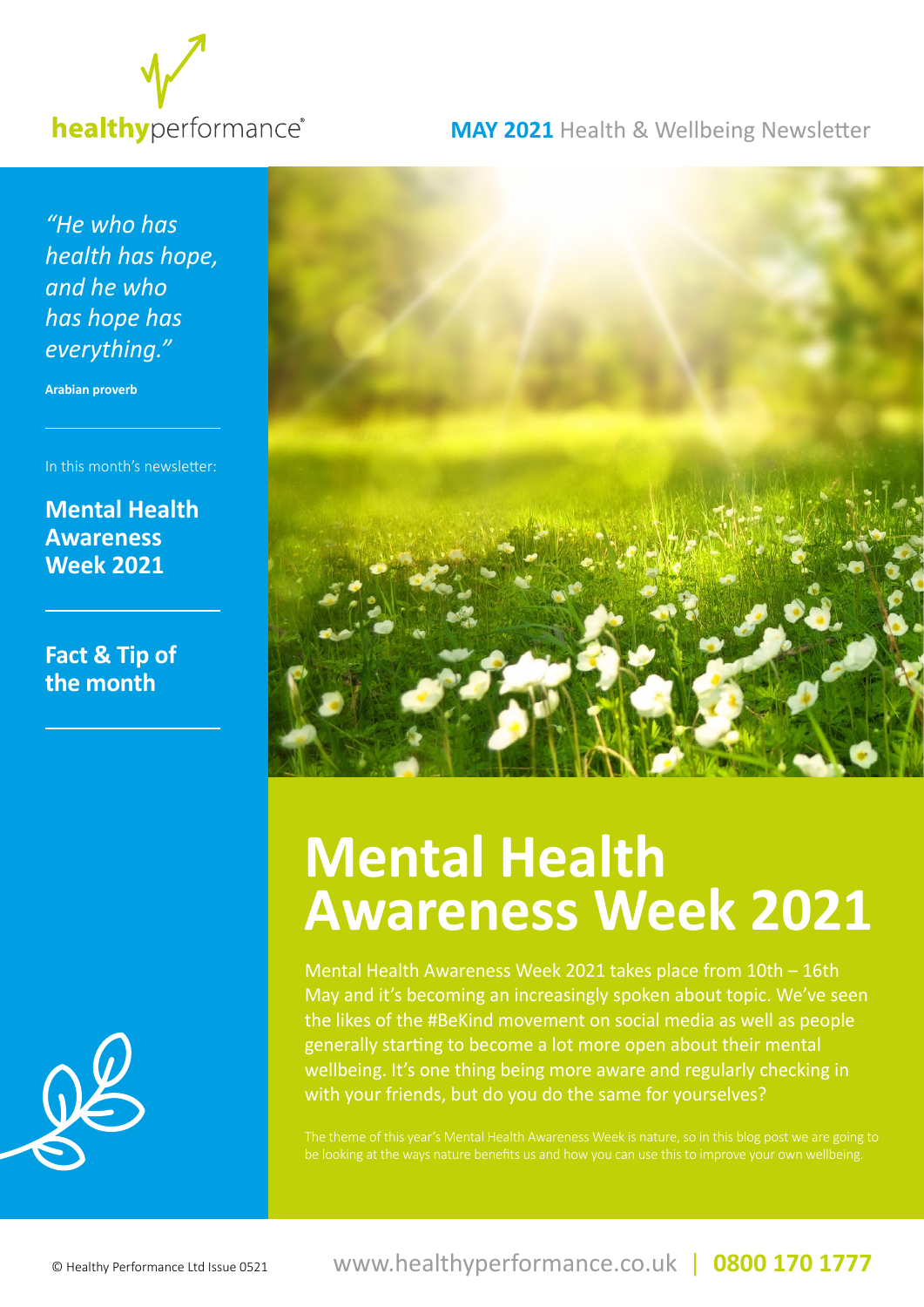healthyperformance®

**MAY 2021** Health & Wellbeing Newsletter

*"He who has health has hope, and he who has hope has everything."*

**Arabian proverb**

In this month's newsletter:

**Mental Health Awareness Week 2021**

**Fact & Tip of the month**

# Mental Health Awareness Week 2021

Mental Health Awareness Week 2021 takes place from 10th – 16th May and it's becoming an increasingly spoken about topic. We've seen the likes of the #BeKind movement on social media as well as people generally starting to become a lot more open about their mental wellbeing. It's one thing being more aware and regularly checking in with your friends, but do you do the same for yourselves?

The theme of this year's Mental Health Awareness Week is nature, so in this blog post we are going to be looking at the ways nature benefits us and how you can use this to improve your own wellbeing.

© Healthy Performance Ltd Issue 0521

www.healthyperformance.co.uk | **0800 170 1777**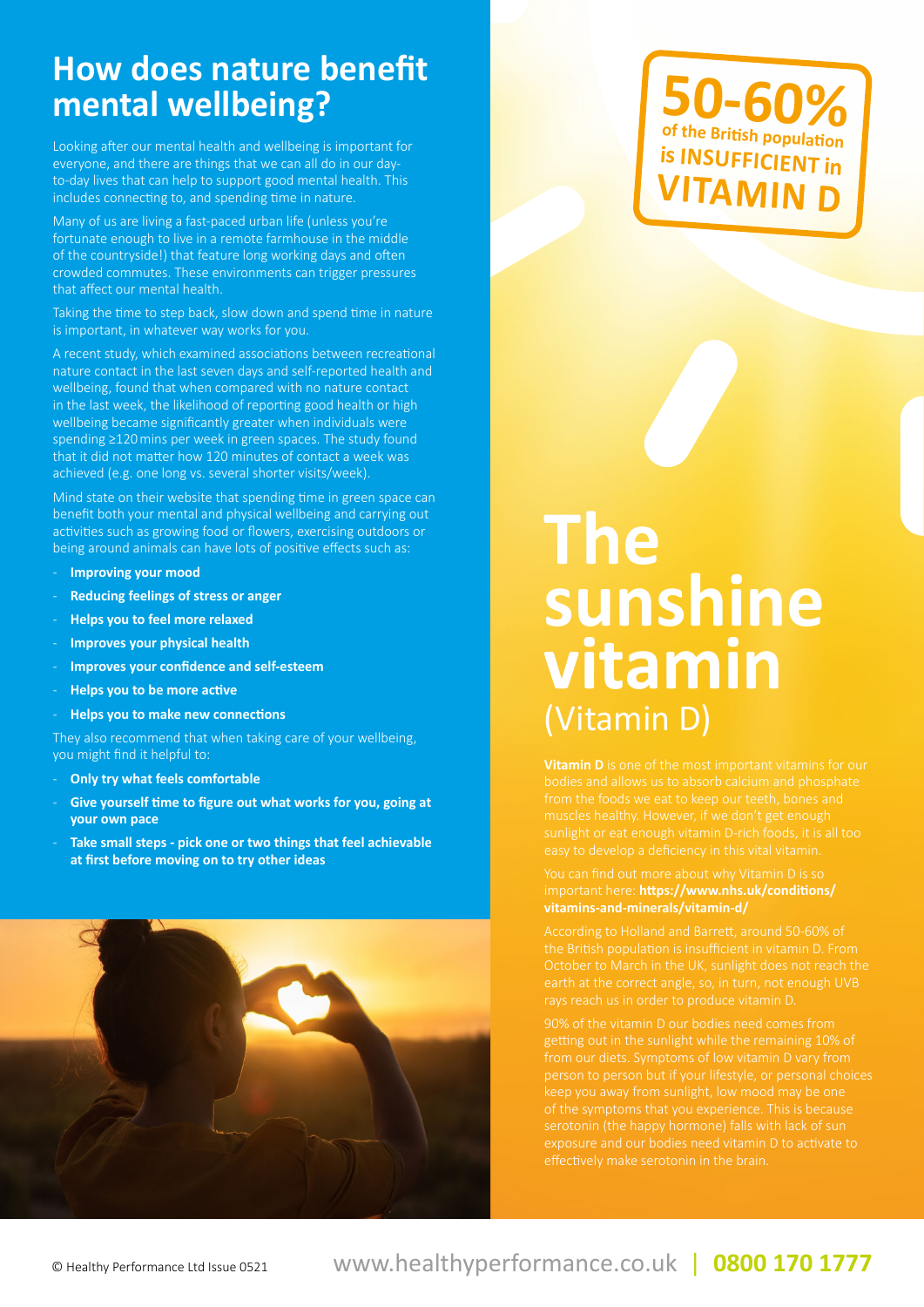## How does nature benefit mental wellbeing?

Looking after our mental health and wellbeing is important for everyone, and there are things that we can all do in our day-to-day lives that can help to support good mental health. This includes connecting to, and spending time in nature.

Many of us are living a fast-paced urban life (unless you're fortunate enough to live in a remote farmhouse in the middle of the countryside!) that feature long working days and often crowded commutes. These environments can trigger pressures that affect our mental health.

Taking the time to step back, slow down and spend time in nature is important, in whatever way works for you.

A recent study, which examined associations between recreational nature contact in the last seven days and self-reported health and wellbeing, found that when compared with no nature contact in the last week, the likelihood of reporting good health or high wellbeing became significantly greater when individuals were spending ≥120 mins per week in green spaces. The study found that it did not matter how 120 minutes of contact a week was achieved (e.g. one long vs. several shorter visits/week).

Mind state on their website that spending time in green space can benefit both your mental and physical wellbeing and carrying out activities such as growing food or flowers, exercising outdoors or being around animals can have lots of positive effects such as:

- **Improving your mood**
- **Reducing feelings of stress or anger**
- **Helps you to feel more relaxed**
- **Improves your physical health**
- **Improves your confidence and self-esteem**
- **Helps you to be more active**
- **Helps you to make new connections**

They also recommend that when taking care of your wellbeing, you might find it helpful to:

- **Only try what feels comfortable**
- **Give yourself time to figure out what works for you, going at your own pace**
- **Take small steps - pick one or two things that feel achievable at first before moving on to try other ideas**

**50-60% of the British population is INSUFFICIENT in VITAMIN D**

# The sunshine vitamin (Vitamin D)

**Vitamin D** is one of the most important vitamins for our bodies and allows us to absorb calcium and phosphate from the foods we eat to keep our teeth, bones and muscles healthy. However, if we don't get enough sunlight or eat enough vitamin D-rich foods, it is all too easy to develop a deficiency in this vital vitamin.

You can find out more about why Vitamin D is so important here: **https://www.nhs.uk/conditions/vitamins-and-minerals/vitamin-d/**

According to Holland and Barrett, around 50-60% of the British population is insufficient in vitamin D. From October to March in the UK, sunlight does not reach the earth at the correct angle, so, in turn, not enough UVB rays reach us in order to produce vitamin D.

90% of the vitamin D our bodies need comes from getting out in the sunlight while the remaining 10% of from our diets. Symptoms of low vitamin D vary from person to person but if your lifestyle, or personal choices keep you away from sunlight, low mood may be one of the symptoms that you experience. This is because serotonin (the happy hormone) falls with lack of sun exposure and our bodies need vitamin D to activate to effectively make serotonin in the brain.

© Healthy Performance Ltd Issue 0521 www.healthyperformance.co.uk | **0800 170 1777**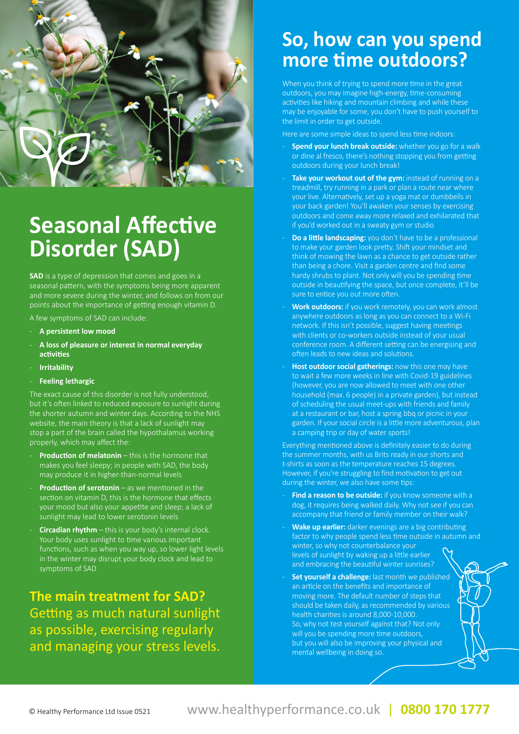# Seasonal Affective Disorder (SAD)

**SAD** is a type of depression that comes and goes in a seasonal pattern, with the symptoms being more apparent and more severe during the winter, and follows on from our points about the importance of getting enough vitamin D.

A few symptoms of SAD can include:

- **A persistent low mood**
- **A loss of pleasure or interest in normal everyday activities**
- **Irritability**
- **Feeling lethargic**

The exact cause of this disorder is not fully understood, but it's often linked to reduced exposure to sunlight during the shorter autumn and winter days. According to the NHS website, the main theory is that a lack of sunlight may stop a part of the brain called the hypothalamus working properly, which may affect the:

- **Production of melatonin** – this is the hormone that makes you feel sleepy; in people with SAD, the body may produce it in higher-than-normal levels
- **Production of serotonin** – as we mentioned in the section on vitamin D, this is the hormone that effects your mood but also your appetite and sleep; a lack of sunlight may lead to lower serotonin levels
- **Circadian rhythm** – this is your body's internal clock. Your body uses sunlight to time various important functions, such as when you way up, so lower light levels in the winter may disrupt your body clock and lead to symptoms of SAD

## The main treatment for SAD?

Getting as much natural sunlight as possible, exercising regularly and managing your stress levels.

## So, how can you spend more time outdoors?

When you think of trying to spend more time in the great outdoors, you may imagine high-energy, time-consuming activities like hiking and mountain climbing and while these may be enjoyable for some, you don't have to push yourself to the limit in order to get outside.

Here are some simple ideas to spend less time indoors:

- **Spend your lunch break outside:** whether you go for a walk or dine al fresco, there's nothing stopping you from getting outdoors during your lunch break!
- **Take your workout out of the gym:** instead of running on a treadmill, try running in a park or plan a route near where your live. Alternatively, set up a yoga mat or dumbbells in your back garden! You'll awaken your senses by exercising outdoors and come away more relaxed and exhilarated that if you'd worked out in a sweaty gym or studio
- **Do a little landscaping:** you don't have to be a professional to make your garden look pretty. Shift your mindset and think of mowing the lawn as a chance to get outside rather than being a chore. Visit a garden centre and find some hardy shrubs to plant. Not only will you be spending time outside in beautifying the space, but once complete, it'll be sure to entice you out more often.
- **Work outdoors:** if you work remotely, you can work almost anywhere outdoors as long as you can connect to a Wi-Fi network. If this isn't possible, suggest having meetings with clients or co-workers outside instead of your usual conference room. A different setting can be energising and often leads to new ideas and solutions.
- **Host outdoor social gatherings:** now this one may have to wait a few more weeks in line with Covid-19 guidelines (however, you are now allowed to meet with one other household (max. 6 people) in a private garden), but instead of scheduling the usual meet-ups with friends and family at a restaurant or bar, host a spring bbq or picnic in your garden. If your social circle is a little more adventurous, plan a camping trip or day of water sports!

Everything mentioned above is definitely easier to do during the summer months, with us Brits ready in our shorts and t-shirts as soon as the temperature reaches 15 degrees. However, if you're struggling to find motivation to get out during the winter, we also have some tips:

- **Find a reason to be outside:** if you know someone with a dog, it requires being walked daily. Why not see if you can accompany that friend or family member on their walk?
- **Wake up earlier:** darker evenings are a big contributing factor to why people spend less time outside in autumn and winter, so why not counterbalance your levels of sunlight by waking up a little earlier and embracing the beautiful winter sunrises?
- **Set yourself a challenge:** last month we published an article on the benefits and importance of moving more. The default number of steps that should be taken daily, as recommended by various health charities is around 8,000-10,000. So, why not test yourself against that? Not only will you be spending more time outdoors, but you will also be improving your physical and mental wellbeing in doing so.

© Healthy Performance Ltd Issue 0521 www.healthyperformance.co.uk | 0800 170 1777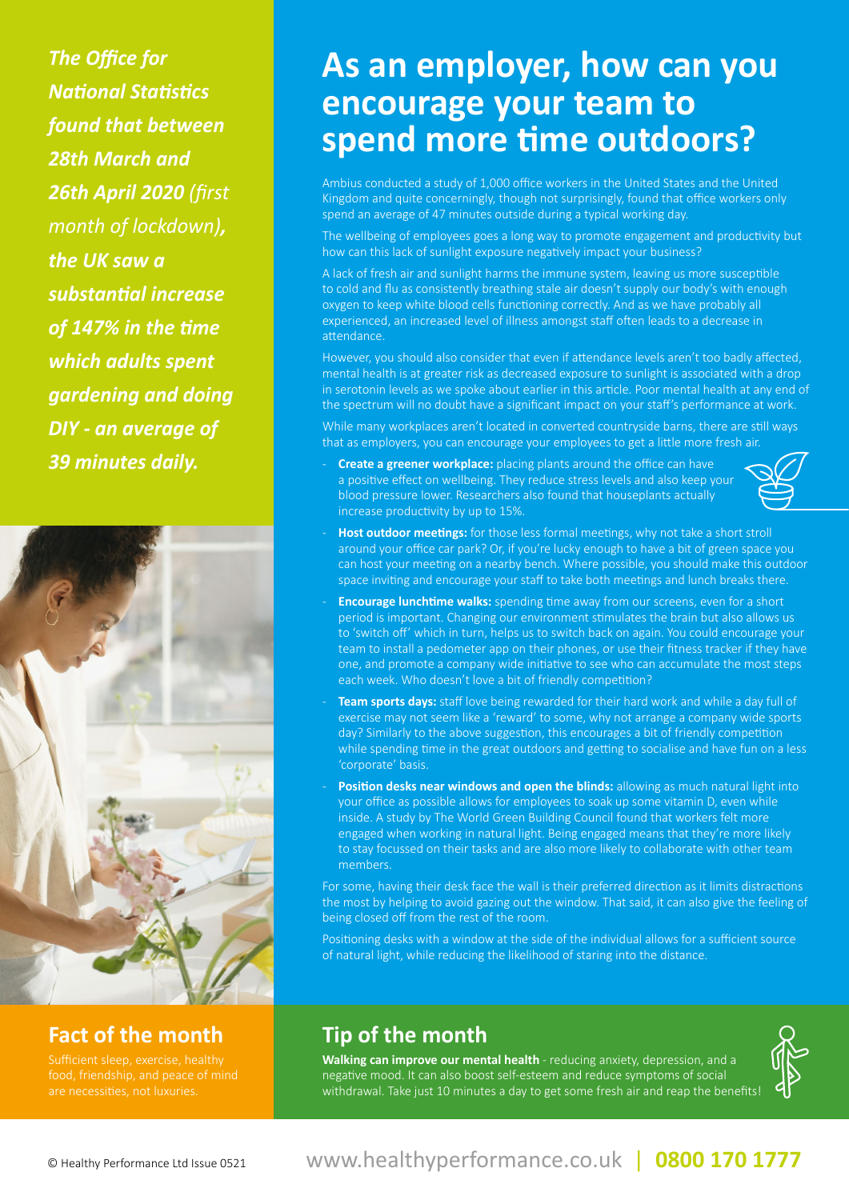*The Office for National Statistics found that between 28th March and 26th April 2020 (first month of lockdown), the UK saw a substantial increase of 147% in the time which adults spent gardening and doing DIY - an average of 39 minutes daily.*

# As an employer, how can you encourage your team to spend more time outdoors?

Ambius conducted a study of 1,000 office workers in the United States and the United Kingdom and quite concerningly, though not surprisingly, found that office workers only spend an average of 47 minutes outside during a typical working day.

The wellbeing of employees goes a long way to promote engagement and productivity but how can this lack of sunlight exposure negatively impact your business?

A lack of fresh air and sunlight harms the immune system, leaving us more susceptible to cold and flu as consistently breathing stale air doesn't supply our body's with enough oxygen to keep white blood cells functioning correctly. And as we have probably all experienced, an increased level of illness amongst staff often leads to a decrease in attendance.

However, you should also consider that even if attendance levels aren't too badly affected, mental health is at greater risk as decreased exposure to sunlight is associated with a drop in serotonin levels as we spoke about earlier in this article. Poor mental health at any end of the spectrum will no doubt have a significant impact on your staff's performance at work.

While many workplaces aren't located in converted countryside barns, there are still ways that as employers, you can encourage your employees to get a little more fresh air.

- **Create a greener workplace:** placing plants around the office can have a positive effect on wellbeing. They reduce stress levels and also keep your blood pressure lower. Researchers also found that houseplants actually increase productivity by up to 15%.
- **Host outdoor meetings:** for those less formal meetings, why not take a short stroll around your office car park? Or, if you're lucky enough to have a bit of green space you can host your meeting on a nearby bench. Where possible, you should make this outdoor space inviting and encourage your staff to take both meetings and lunch breaks there.
- **Encourage lunchtime walks:** spending time away from our screens, even for a short period is important. Changing our environment stimulates the brain but also allows us to 'switch off' which in turn, helps us to switch back on again. You could encourage your team to install a pedometer app on their phones, or use their fitness tracker if they have one, and promote a company wide initiative to see who can accumulate the most steps each week. Who doesn't love a bit of friendly competition?
- **Team sports days:** staff love being rewarded for their hard work and while a day full of exercise may not seem like a 'reward' to some, why not arrange a company wide sports day? Similarly to the above suggestion, this encourages a bit of friendly competition while spending time in the great outdoors and getting to socialise and have fun on a less 'corporate' basis.
- **Position desks near windows and open the blinds:** allowing as much natural light into your office as possible allows for employees to soak up some vitamin D, even while inside. A study by The World Green Building Council found that workers felt more engaged when working in natural light. Being engaged means that they're more likely to stay focussed on their tasks and are also more likely to collaborate with other team members.

For some, having their desk face the wall is their preferred direction as it limits distractions the most by helping to avoid gazing out the window. That said, it can also give the feeling of being closed off from the rest of the room.

Positioning desks with a window at the side of the individual allows for a sufficient source of natural light, while reducing the likelihood of staring into the distance.

## Fact of the month

Sufficient sleep, exercise, healthy food, friendship, and peace of mind are necessities, not luxuries.

## Tip of the month

**Walking can improve our mental health** - reducing anxiety, depression, and a negative mood. It can also boost self-esteem and reduce symptoms of social withdrawal. Take just 10 minutes a day to get some fresh air and reap the benefits!

© Healthy Performance Ltd Issue 0521

www.healthyperformance.co.uk | **0800 170 1777**